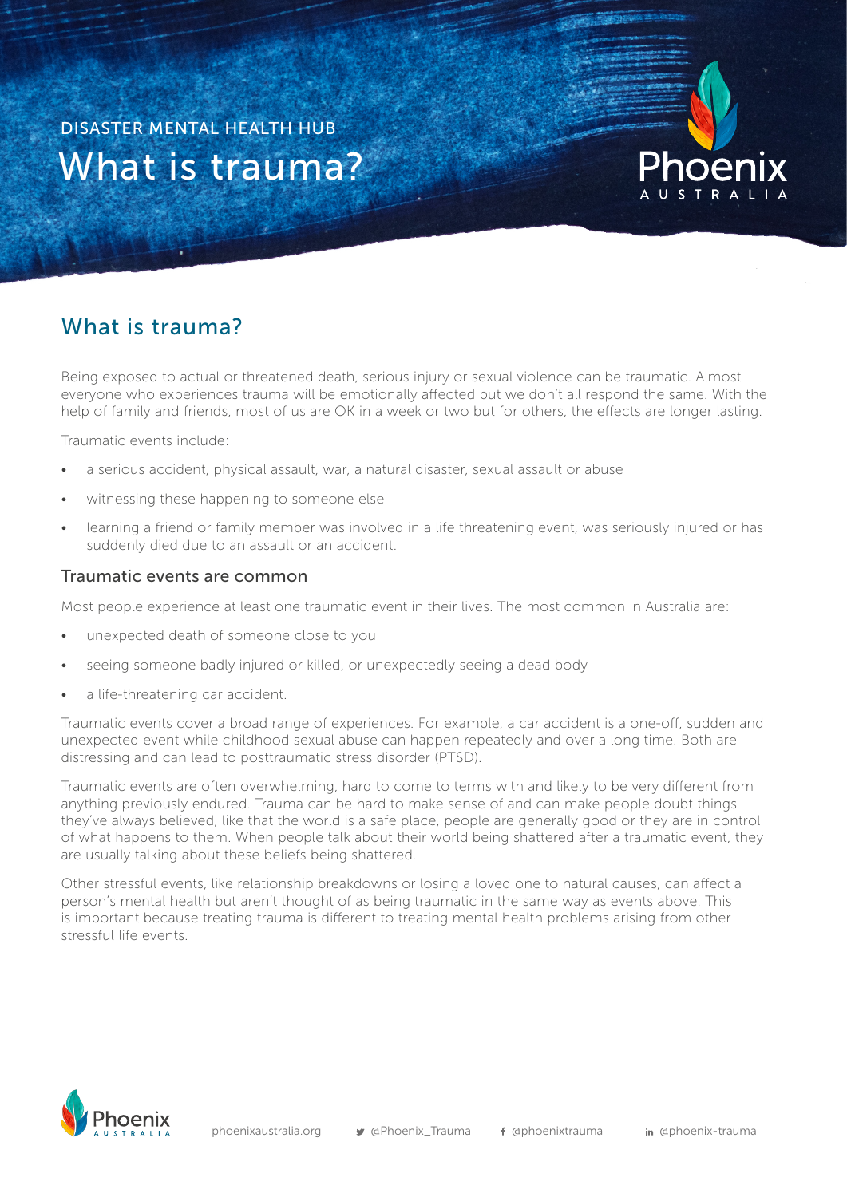DISASTER MENTAL HEALTH HUB

# What is trauma?

## What is trauma?

Being exposed to actual or threatened death, serious injury or sexual violence can be traumatic. Almost everyone who experiences trauma will be emotionally affected but we don't all respond the same. With the help of family and friends, most of us are OK in a week or two but for others, the effects are longer lasting.

Traumatic events include:

- a serious accident, physical assault, war, a natural disaster, sexual assault or abuse
- witnessing these happening to someone else
- learning a friend or family member was involved in a life threatening event, was seriously injured or has suddenly died due to an assault or an accident.

### Traumatic events are common

Most people experience at least one traumatic event in their lives. The most common in Australia are:

- unexpected death of someone close to you
- seeing someone badly injured or killed, or unexpectedly seeing a dead body
- a life-threatening car accident.

Traumatic events cover a broad range of experiences. For example, a car accident is a one-off, sudden and unexpected event while childhood sexual abuse can happen repeatedly and over a long time. Both are distressing and can lead to posttraumatic stress disorder (PTSD).

Traumatic events are often overwhelming, hard to come to terms with and likely to be very different from anything previously endured. Trauma can be hard to make sense of and can make people doubt things they've always believed, like that the world is a safe place, people are generally good or they are in control of what happens to them. When people talk about their world being shattered after a traumatic event, they are usually talking about these beliefs being shattered.

Other stressful events, like relationship breakdowns or losing a loved one to natural causes, can affect a person's mental health but aren't thought of as being traumatic in the same way as events above. This is important because treating trauma is different to treating mental health problems arising from other stressful life events.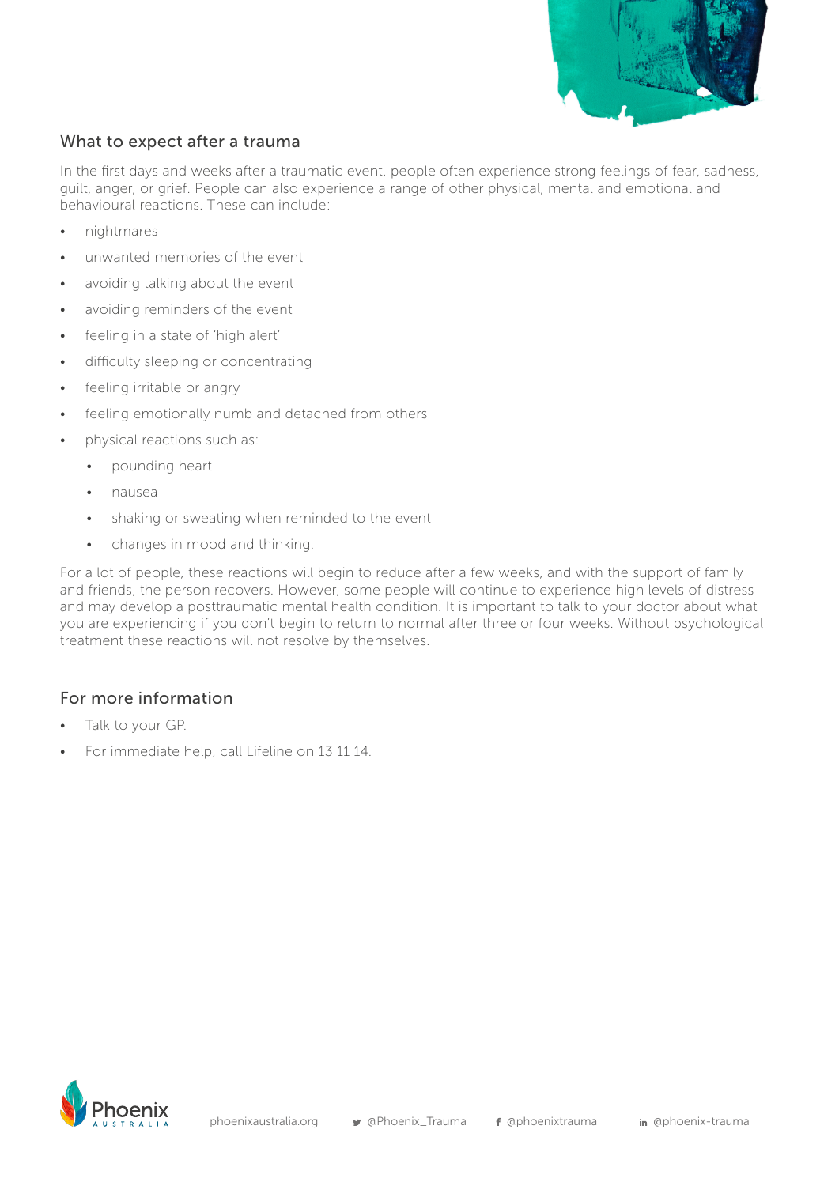## What to expect after a trauma

In the first days and weeks after a traumatic event, people often experience strong feelings of fear, sadness, guilt, anger, or grief. People can also experience a range of other physical, mental and emotional and behavioural reactions. These can include:

- nightmares
- unwanted memories of the event
- avoiding talking about the event
- avoiding reminders of the event
- feeling in a state of 'high alert'
- difficulty sleeping or concentrating
- feeling irritable or angry
- feeling emotionally numb and detached from others
- physical reactions such as:
  - pounding heart
  - nausea
  - shaking or sweating when reminded to the event
  - changes in mood and thinking.

For a lot of people, these reactions will begin to reduce after a few weeks, and with the support of family and friends, the person recovers. However, some people will continue to experience high levels of distress and may develop a posttraumatic mental health condition. It is important to talk to your doctor about what you are experiencing if you don't begin to return to normal after three or four weeks. Without psychological treatment these reactions will not resolve by themselves.

## For more information

- Talk to your GP.
- For immediate help, call Lifeline on 13 11 14.

Phoenix Australia phoenixaustralia.org @Phoenix_Trauma @phoenixtrauma @phoenix-trauma